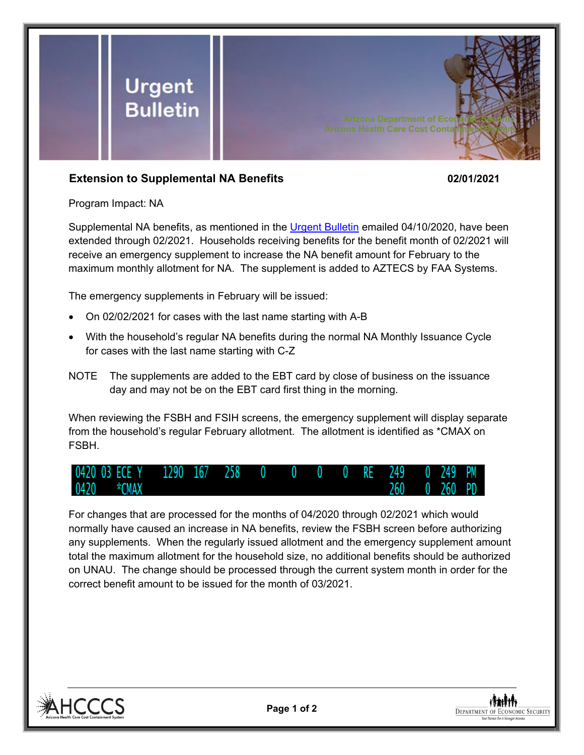# Urgent Bulletin

Arizona Department of Economic Security
Arizona Health Care Cost Containment System

**Extension to Supplemental NA Benefits** **02/01/2021**

Program Impact: NA

Supplemental NA benefits, as mentioned in the Urgent Bulletin emailed 04/10/2020, have been extended through 02/2021. Households receiving benefits for the benefit month of 02/2021 will receive an emergency supplement to increase the NA benefit amount for February to the maximum monthly allotment for NA. The supplement is added to AZTECS by FAA Systems.

The emergency supplements in February will be issued:

- On 02/02/2021 for cases with the last name starting with A-B
- With the household's regular NA benefits during the normal NA Monthly Issuance Cycle for cases with the last name starting with C-Z

NOTE The supplements are added to the EBT card by close of business on the issuance day and may not be on the EBT card first thing in the morning.

When reviewing the FSBH and FSIH screens, the emergency supplement will display separate from the household's regular February allotment. The allotment is identified as *CMAX on FSBH.

```
0420 03 ECE Y    1290  167   258   0    0    0    0   RE   249    0  249  PM
0420    *CMAX                                              260    0  260  PD
```

For changes that are processed for the months of 04/2020 through 02/2021 which would normally have caused an increase in NA benefits, review the FSBH screen before authorizing any supplements. When the regularly issued allotment and the emergency supplement amount total the maximum allotment for the household size, no additional benefits should be authorized on UNAU. The change should be processed through the current system month in order for the correct benefit amount to be issued for the month of 03/2021.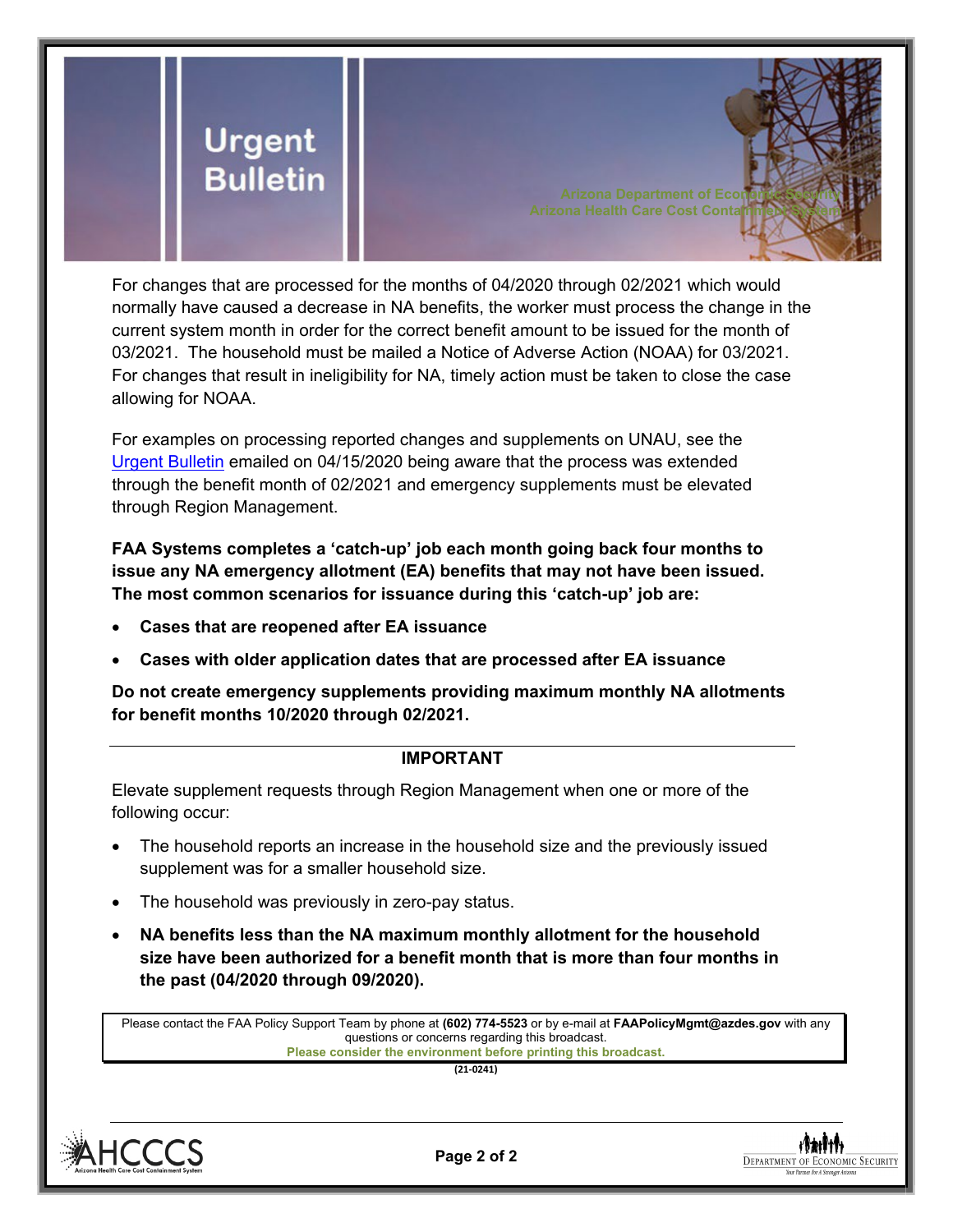For changes that are processed for the months of 04/2020 through 02/2021 which would normally have caused a decrease in NA benefits, the worker must process the change in the current system month in order for the correct benefit amount to be issued for the month of 03/2021. The household must be mailed a Notice of Adverse Action (NOAA) for 03/2021. For changes that result in ineligibility for NA, timely action must be taken to close the case allowing for NOAA.

For examples on processing reported changes and supplements on UNAU, see the [Urgent Bulletin] emailed on 04/15/2020 being aware that the process was extended through the benefit month of 02/2021 and emergency supplements must be elevated through Region Management.

**FAA Systems completes a 'catch-up' job each month going back four months to issue any NA emergency allotment (EA) benefits that may not have been issued. The most common scenarios for issuance during this 'catch-up' job are:**

- **Cases that are reopened after EA issuance**
- **Cases with older application dates that are processed after EA issuance**

**Do not create emergency supplements providing maximum monthly NA allotments for benefit months 10/2020 through 02/2021.**

---

## IMPORTANT

Elevate supplement requests through Region Management when one or more of the following occur:

- The household reports an increase in the household size and the previously issued supplement was for a smaller household size.
- The household was previously in zero-pay status.
- **NA benefits less than the NA maximum monthly allotment for the household size have been authorized for a benefit month that is more than four months in the past (04/2020 through 09/2020).**

---

Please contact the FAA Policy Support Team by phone at **(602) 774-5523** or by e-mail at **FAAPolicyMgmt@azdes.gov** with any questions or concerns regarding this broadcast.

**Please consider the environment before printing this broadcast.**

**(21-0241)**